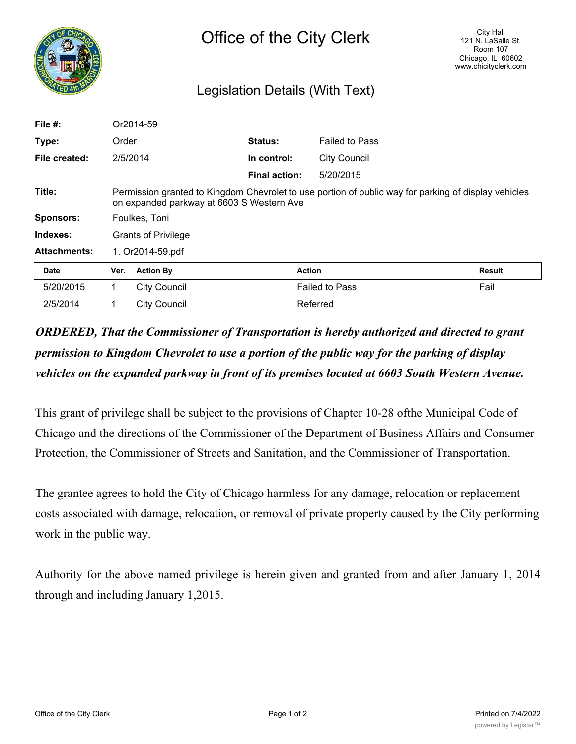# Office of the City Clerk

City Hall
121 N. LaSalle St.
Room 107
Chicago, IL 60602
www.chicityclerk.com

## Legislation Details (With Text)

| | | | |
|---|---|---|---|
| **File #:** | Or2014-59 | | |
| **Type:** | Order | **Status:** | Failed to Pass |
| **File created:** | 2/5/2014 | **In control:** | City Council |
| | | **Final action:** | 5/20/2015 |
| **Title:** | Permission granted to Kingdom Chevrolet to use portion of public way for parking of display vehicles on expanded parkway at 6603 S Western Ave | | |
| **Sponsors:** | Foulkes, Toni | | |
| **Indexes:** | Grants of Privilege | | |
| **Attachments:** | 1. Or2014-59.pdf | | |

| Date | Ver. | Action By | Action | Result |
|---|---|---|---|---|
| 5/20/2015 | 1 | City Council | Failed to Pass | Fail |
| 2/5/2014 | 1 | City Council | Referred | |

***ORDERED, That the Commissioner of Transportation is hereby authorized and directed to grant permission to Kingdom Chevrolet to use a portion of the public way for the parking of display vehicles on the expanded parkway in front of its premises located at 6603 South Western Avenue.***

This grant of privilege shall be subject to the provisions of Chapter 10-28 ofthe Municipal Code of Chicago and the directions of the Commissioner of the Department of Business Affairs and Consumer Protection, the Commissioner of Streets and Sanitation, and the Commissioner of Transportation.

The grantee agrees to hold the City of Chicago harmless for any damage, relocation or replacement costs associated with damage, relocation, or removal of private property caused by the City performing work in the public way.

Authority for the above named privilege is herein given and granted from and after January 1, 2014 through and including January 1,2015.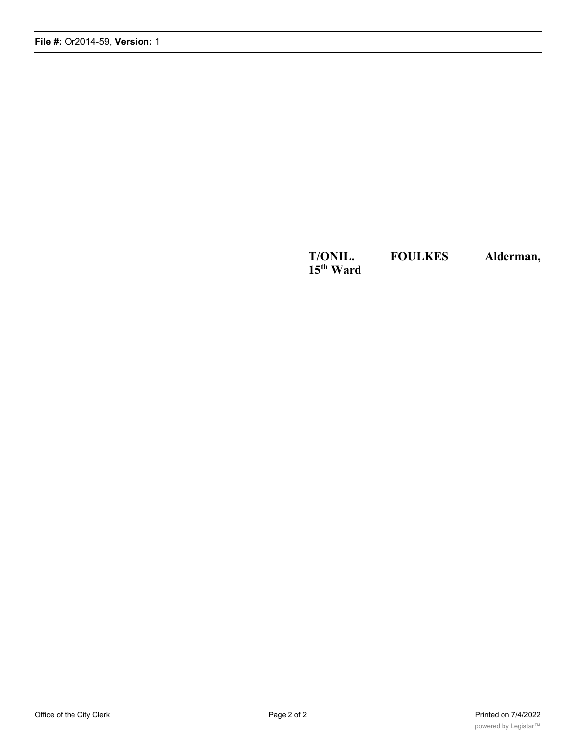**T/ONIL. FOULKES Alderman, 15th Ward**